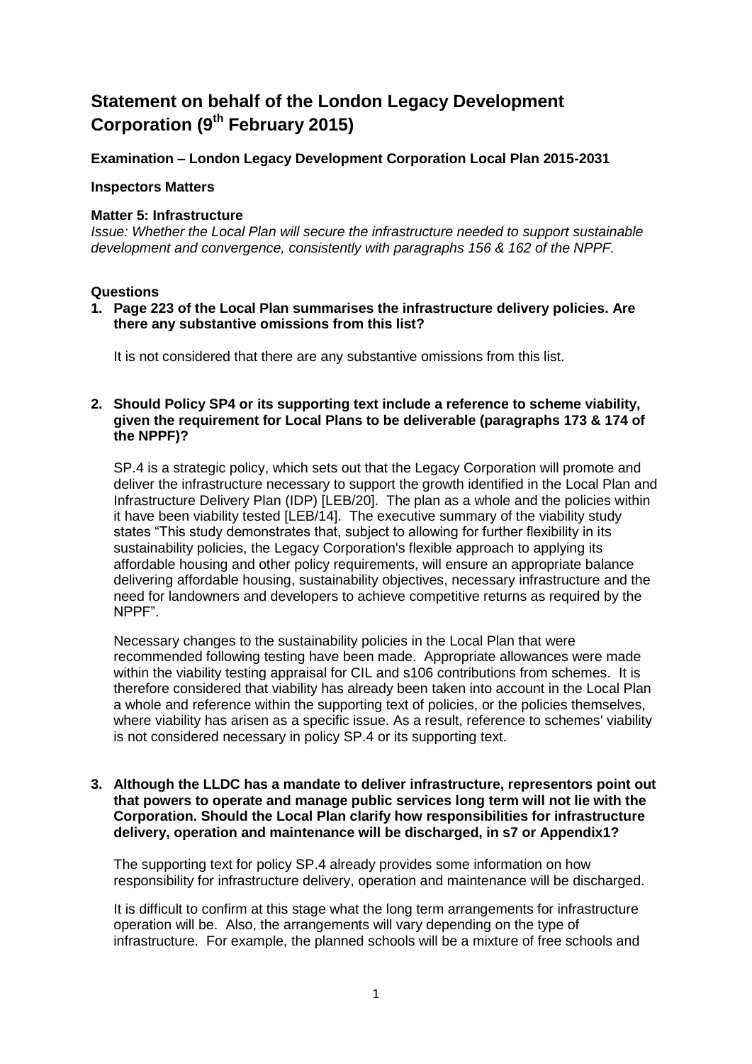# Statement on behalf of the London Legacy Development Corporation (9th February 2015)

**Examination – London Legacy Development Corporation Local Plan 2015-2031**

**Inspectors Matters**

**Matter 5: Infrastructure**

*Issue: Whether the Local Plan will secure the infrastructure needed to support sustainable development and convergence, consistently with paragraphs 156 & 162 of the NPPF.*

**Questions**

**1. Page 223 of the Local Plan summarises the infrastructure delivery policies. Are there any substantive omissions from this list?**

It is not considered that there are any substantive omissions from this list.

**2. Should Policy SP4 or its supporting text include a reference to scheme viability, given the requirement for Local Plans to be deliverable (paragraphs 173 & 174 of the NPPF)?**

SP.4 is a strategic policy, which sets out that the Legacy Corporation will promote and deliver the infrastructure necessary to support the growth identified in the Local Plan and Infrastructure Delivery Plan (IDP) [LEB/20]. The plan as a whole and the policies within it have been viability tested [LEB/14]. The executive summary of the viability study states "This study demonstrates that, subject to allowing for further flexibility in its sustainability policies, the Legacy Corporation's flexible approach to applying its affordable housing and other policy requirements, will ensure an appropriate balance delivering affordable housing, sustainability objectives, necessary infrastructure and the need for landowners and developers to achieve competitive returns as required by the NPPF".

Necessary changes to the sustainability policies in the Local Plan that were recommended following testing have been made. Appropriate allowances were made within the viability testing appraisal for CIL and s106 contributions from schemes. It is therefore considered that viability has already been taken into account in the Local Plan a whole and reference within the supporting text of policies, or the policies themselves, where viability has arisen as a specific issue. As a result, reference to schemes' viability is not considered necessary in policy SP.4 or its supporting text.

**3. Although the LLDC has a mandate to deliver infrastructure, representors point out that powers to operate and manage public services long term will not lie with the Corporation. Should the Local Plan clarify how responsibilities for infrastructure delivery, operation and maintenance will be discharged, in s7 or Appendix1?**

The supporting text for policy SP.4 already provides some information on how responsibility for infrastructure delivery, operation and maintenance will be discharged.

It is difficult to confirm at this stage what the long term arrangements for infrastructure operation will be. Also, the arrangements will vary depending on the type of infrastructure. For example, the planned schools will be a mixture of free schools and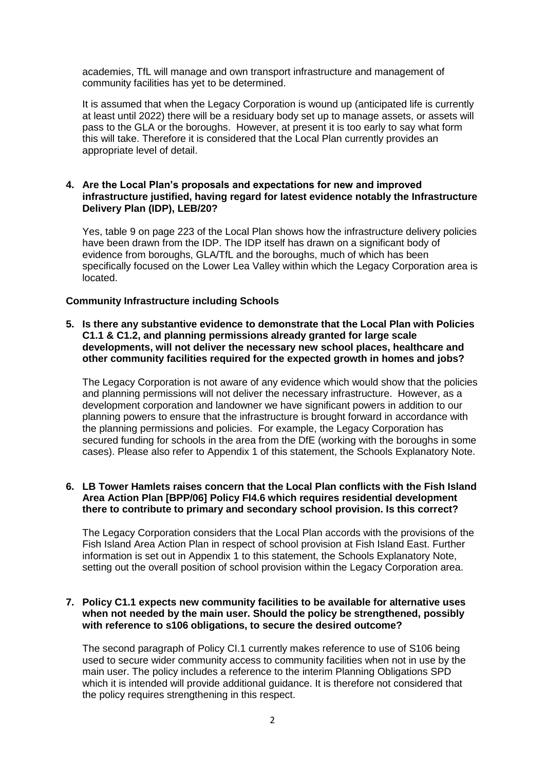academies, TfL will manage and own transport infrastructure and management of community facilities has yet to be determined.

It is assumed that when the Legacy Corporation is wound up (anticipated life is currently at least until 2022) there will be a residuary body set up to manage assets, or assets will pass to the GLA or the boroughs. However, at present it is too early to say what form this will take. Therefore it is considered that the Local Plan currently provides an appropriate level of detail.

**4. Are the Local Plan's proposals and expectations for new and improved infrastructure justified, having regard for latest evidence notably the Infrastructure Delivery Plan (IDP), LEB/20?**

Yes, table 9 on page 223 of the Local Plan shows how the infrastructure delivery policies have been drawn from the IDP. The IDP itself has drawn on a significant body of evidence from boroughs, GLA/TfL and the boroughs, much of which has been specifically focused on the Lower Lea Valley within which the Legacy Corporation area is located.

**Community Infrastructure including Schools**

**5. Is there any substantive evidence to demonstrate that the Local Plan with Policies C1.1 & C1.2, and planning permissions already granted for large scale developments, will not deliver the necessary new school places, healthcare and other community facilities required for the expected growth in homes and jobs?**

The Legacy Corporation is not aware of any evidence which would show that the policies and planning permissions will not deliver the necessary infrastructure. However, as a development corporation and landowner we have significant powers in addition to our planning powers to ensure that the infrastructure is brought forward in accordance with the planning permissions and policies. For example, the Legacy Corporation has secured funding for schools in the area from the DfE (working with the boroughs in some cases). Please also refer to Appendix 1 of this statement, the Schools Explanatory Note.

**6. LB Tower Hamlets raises concern that the Local Plan conflicts with the Fish Island Area Action Plan [BPP/06] Policy FI4.6 which requires residential development there to contribute to primary and secondary school provision. Is this correct?**

The Legacy Corporation considers that the Local Plan accords with the provisions of the Fish Island Area Action Plan in respect of school provision at Fish Island East. Further information is set out in Appendix 1 to this statement, the Schools Explanatory Note, setting out the overall position of school provision within the Legacy Corporation area.

**7. Policy C1.1 expects new community facilities to be available for alternative uses when not needed by the main user. Should the policy be strengthened, possibly with reference to s106 obligations, to secure the desired outcome?**

The second paragraph of Policy CI.1 currently makes reference to use of S106 being used to secure wider community access to community facilities when not in use by the main user. The policy includes a reference to the interim Planning Obligations SPD which it is intended will provide additional guidance. It is therefore not considered that the policy requires strengthening in this respect.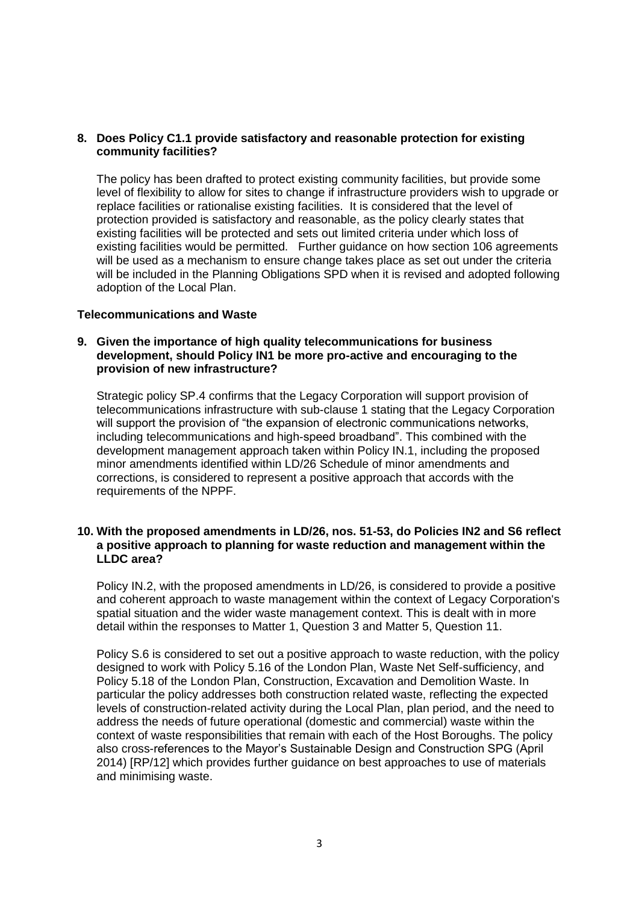**8. Does Policy C1.1 provide satisfactory and reasonable protection for existing community facilities?**

The policy has been drafted to protect existing community facilities, but provide some level of flexibility to allow for sites to change if infrastructure providers wish to upgrade or replace facilities or rationalise existing facilities. It is considered that the level of protection provided is satisfactory and reasonable, as the policy clearly states that existing facilities will be protected and sets out limited criteria under which loss of existing facilities would be permitted. Further guidance on how section 106 agreements will be used as a mechanism to ensure change takes place as set out under the criteria will be included in the Planning Obligations SPD when it is revised and adopted following adoption of the Local Plan.

**Telecommunications and Waste**

**9. Given the importance of high quality telecommunications for business development, should Policy IN1 be more pro-active and encouraging to the provision of new infrastructure?**

Strategic policy SP.4 confirms that the Legacy Corporation will support provision of telecommunications infrastructure with sub-clause 1 stating that the Legacy Corporation will support the provision of "the expansion of electronic communications networks, including telecommunications and high-speed broadband". This combined with the development management approach taken within Policy IN.1, including the proposed minor amendments identified within LD/26 Schedule of minor amendments and corrections, is considered to represent a positive approach that accords with the requirements of the NPPF.

**10. With the proposed amendments in LD/26, nos. 51-53, do Policies IN2 and S6 reflect a positive approach to planning for waste reduction and management within the LLDC area?**

Policy IN.2, with the proposed amendments in LD/26, is considered to provide a positive and coherent approach to waste management within the context of Legacy Corporation's spatial situation and the wider waste management context. This is dealt with in more detail within the responses to Matter 1, Question 3 and Matter 5, Question 11.

Policy S.6 is considered to set out a positive approach to waste reduction, with the policy designed to work with Policy 5.16 of the London Plan, Waste Net Self-sufficiency, and Policy 5.18 of the London Plan, Construction, Excavation and Demolition Waste. In particular the policy addresses both construction related waste, reflecting the expected levels of construction-related activity during the Local Plan, plan period, and the need to address the needs of future operational (domestic and commercial) waste within the context of waste responsibilities that remain with each of the Host Boroughs. The policy also cross-references to the Mayor's Sustainable Design and Construction SPG (April 2014) [RP/12] which provides further guidance on best approaches to use of materials and minimising waste.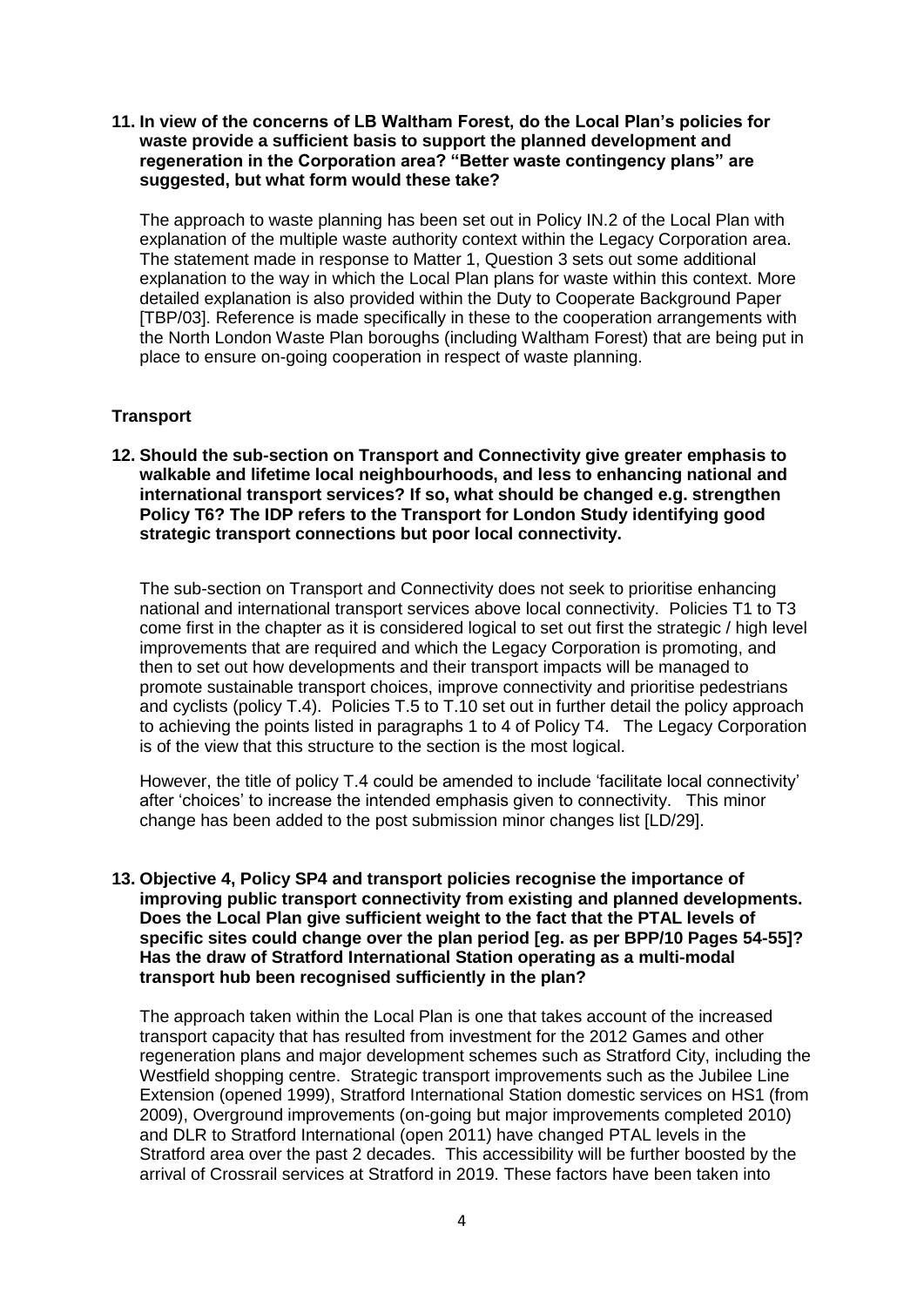**11. In view of the concerns of LB Waltham Forest, do the Local Plan's policies for waste provide a sufficient basis to support the planned development and regeneration in the Corporation area? "Better waste contingency plans" are suggested, but what form would these take?**

The approach to waste planning has been set out in Policy IN.2 of the Local Plan with explanation of the multiple waste authority context within the Legacy Corporation area. The statement made in response to Matter 1, Question 3 sets out some additional explanation to the way in which the Local Plan plans for waste within this context. More detailed explanation is also provided within the Duty to Cooperate Background Paper [TBP/03]. Reference is made specifically in these to the cooperation arrangements with the North London Waste Plan boroughs (including Waltham Forest) that are being put in place to ensure on-going cooperation in respect of waste planning.

### Transport

**12. Should the sub-section on Transport and Connectivity give greater emphasis to walkable and lifetime local neighbourhoods, and less to enhancing national and international transport services? If so, what should be changed e.g. strengthen Policy T6? The IDP refers to the Transport for London Study identifying good strategic transport connections but poor local connectivity.**

The sub-section on Transport and Connectivity does not seek to prioritise enhancing national and international transport services above local connectivity. Policies T1 to T3 come first in the chapter as it is considered logical to set out first the strategic / high level improvements that are required and which the Legacy Corporation is promoting, and then to set out how developments and their transport impacts will be managed to promote sustainable transport choices, improve connectivity and prioritise pedestrians and cyclists (policy T.4). Policies T.5 to T.10 set out in further detail the policy approach to achieving the points listed in paragraphs 1 to 4 of Policy T4. The Legacy Corporation is of the view that this structure to the section is the most logical.

However, the title of policy T.4 could be amended to include 'facilitate local connectivity' after 'choices' to increase the intended emphasis given to connectivity. This minor change has been added to the post submission minor changes list [LD/29].

**13. Objective 4, Policy SP4 and transport policies recognise the importance of improving public transport connectivity from existing and planned developments. Does the Local Plan give sufficient weight to the fact that the PTAL levels of specific sites could change over the plan period [eg. as per BPP/10 Pages 54-55]? Has the draw of Stratford International Station operating as a multi-modal transport hub been recognised sufficiently in the plan?**

The approach taken within the Local Plan is one that takes account of the increased transport capacity that has resulted from investment for the 2012 Games and other regeneration plans and major development schemes such as Stratford City, including the Westfield shopping centre. Strategic transport improvements such as the Jubilee Line Extension (opened 1999), Stratford International Station domestic services on HS1 (from 2009), Overground improvements (on-going but major improvements completed 2010) and DLR to Stratford International (open 2011) have changed PTAL levels in the Stratford area over the past 2 decades. This accessibility will be further boosted by the arrival of Crossrail services at Stratford in 2019. These factors have been taken into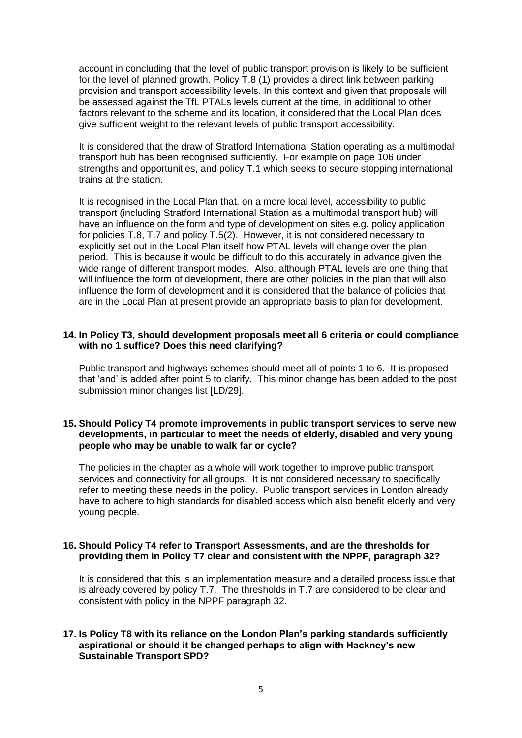account in concluding that the level of public transport provision is likely to be sufficient for the level of planned growth. Policy T.8 (1) provides a direct link between parking provision and transport accessibility levels. In this context and given that proposals will be assessed against the TfL PTALs levels current at the time, in additional to other factors relevant to the scheme and its location, it considered that the Local Plan does give sufficient weight to the relevant levels of public transport accessibility.

It is considered that the draw of Stratford International Station operating as a multimodal transport hub has been recognised sufficiently. For example on page 106 under strengths and opportunities, and policy T.1 which seeks to secure stopping international trains at the station.

It is recognised in the Local Plan that, on a more local level, accessibility to public transport (including Stratford International Station as a multimodal transport hub) will have an influence on the form and type of development on sites e.g. policy application for policies T.8, T.7 and policy T.5(2). However, it is not considered necessary to explicitly set out in the Local Plan itself how PTAL levels will change over the plan period. This is because it would be difficult to do this accurately in advance given the wide range of different transport modes. Also, although PTAL levels are one thing that will influence the form of development, there are other policies in the plan that will also influence the form of development and it is considered that the balance of policies that are in the Local Plan at present provide an appropriate basis to plan for development.

**14. In Policy T3, should development proposals meet all 6 criteria or could compliance with no 1 suffice? Does this need clarifying?**

Public transport and highways schemes should meet all of points 1 to 6. It is proposed that 'and' is added after point 5 to clarify. This minor change has been added to the post submission minor changes list [LD/29].

**15. Should Policy T4 promote improvements in public transport services to serve new developments, in particular to meet the needs of elderly, disabled and very young people who may be unable to walk far or cycle?**

The policies in the chapter as a whole will work together to improve public transport services and connectivity for all groups. It is not considered necessary to specifically refer to meeting these needs in the policy. Public transport services in London already have to adhere to high standards for disabled access which also benefit elderly and very young people.

**16. Should Policy T4 refer to Transport Assessments, and are the thresholds for providing them in Policy T7 clear and consistent with the NPPF, paragraph 32?**

It is considered that this is an implementation measure and a detailed process issue that is already covered by policy T.7. The thresholds in T.7 are considered to be clear and consistent with policy in the NPPF paragraph 32.

**17. Is Policy T8 with its reliance on the London Plan's parking standards sufficiently aspirational or should it be changed perhaps to align with Hackney's new Sustainable Transport SPD?**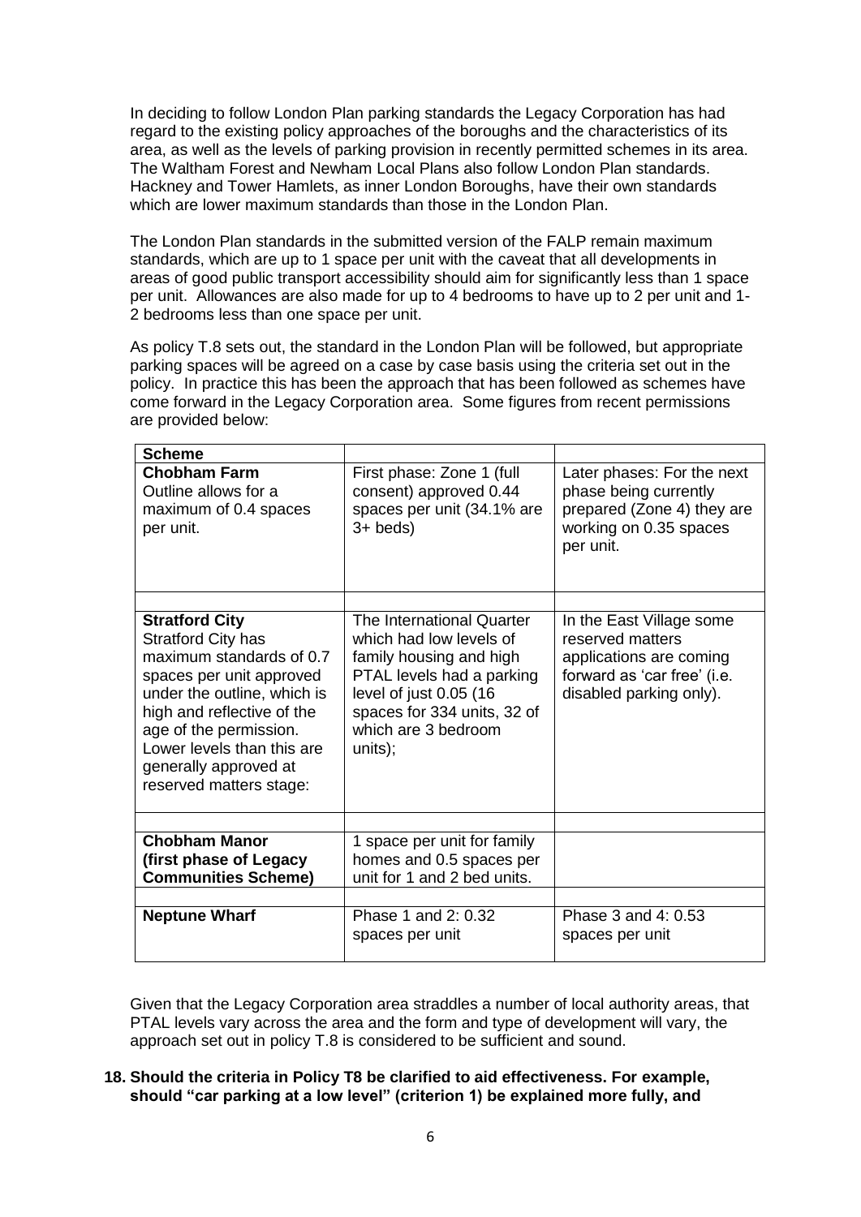In deciding to follow London Plan parking standards the Legacy Corporation has had regard to the existing policy approaches of the boroughs and the characteristics of its area, as well as the levels of parking provision in recently permitted schemes in its area. The Waltham Forest and Newham Local Plans also follow London Plan standards. Hackney and Tower Hamlets, as inner London Boroughs, have their own standards which are lower maximum standards than those in the London Plan.

The London Plan standards in the submitted version of the FALP remain maximum standards, which are up to 1 space per unit with the caveat that all developments in areas of good public transport accessibility should aim for significantly less than 1 space per unit. Allowances are also made for up to 4 bedrooms to have up to 2 per unit and 1-2 bedrooms less than one space per unit.

As policy T.8 sets out, the standard in the London Plan will be followed, but appropriate parking spaces will be agreed on a case by case basis using the criteria set out in the policy. In practice this has been the approach that has been followed as schemes have come forward in the Legacy Corporation area. Some figures from recent permissions are provided below:

| **Scheme** | | |
|---|---|---|
| **Chobham Farm** Outline allows for a maximum of 0.4 spaces per unit. | First phase: Zone 1 (full consent) approved 0.44 spaces per unit (34.1% are 3+ beds) | Later phases: For the next phase being currently prepared (Zone 4) they are working on 0.35 spaces per unit. |
| | | |
| **Stratford City** Stratford City has maximum standards of 0.7 spaces per unit approved under the outline, which is high and reflective of the age of the permission. Lower levels than this are generally approved at reserved matters stage: | The International Quarter which had low levels of family housing and high PTAL levels had a parking level of just 0.05 (16 spaces for 334 units, 32 of which are 3 bedroom units); | In the East Village some reserved matters applications are coming forward as 'car free' (i.e. disabled parking only). |
| | | |
| **Chobham Manor (first phase of Legacy Communities Scheme)** | 1 space per unit for family homes and 0.5 spaces per unit for 1 and 2 bed units. | |
| | | |
| **Neptune Wharf** | Phase 1 and 2: 0.32 spaces per unit | Phase 3 and 4: 0.53 spaces per unit |

Given that the Legacy Corporation area straddles a number of local authority areas, that PTAL levels vary across the area and the form and type of development will vary, the approach set out in policy T.8 is considered to be sufficient and sound.

**18. Should the criteria in Policy T8 be clarified to aid effectiveness. For example, should "car parking at a low level" (criterion 1) be explained more fully, and**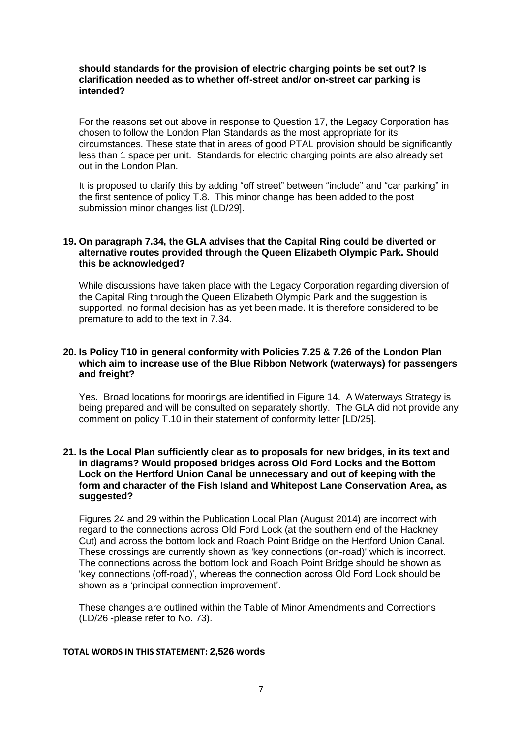**should standards for the provision of electric charging points be set out? Is clarification needed as to whether off-street and/or on-street car parking is intended?**

For the reasons set out above in response to Question 17, the Legacy Corporation has chosen to follow the London Plan Standards as the most appropriate for its circumstances. These state that in areas of good PTAL provision should be significantly less than 1 space per unit. Standards for electric charging points are also already set out in the London Plan.

It is proposed to clarify this by adding "off street" between "include" and "car parking" in the first sentence of policy T.8. This minor change has been added to the post submission minor changes list (LD/29].

**19. On paragraph 7.34, the GLA advises that the Capital Ring could be diverted or alternative routes provided through the Queen Elizabeth Olympic Park. Should this be acknowledged?**

While discussions have taken place with the Legacy Corporation regarding diversion of the Capital Ring through the Queen Elizabeth Olympic Park and the suggestion is supported, no formal decision has as yet been made. It is therefore considered to be premature to add to the text in 7.34.

**20. Is Policy T10 in general conformity with Policies 7.25 & 7.26 of the London Plan which aim to increase use of the Blue Ribbon Network (waterways) for passengers and freight?**

Yes. Broad locations for moorings are identified in Figure 14. A Waterways Strategy is being prepared and will be consulted on separately shortly. The GLA did not provide any comment on policy T.10 in their statement of conformity letter [LD/25].

**21. Is the Local Plan sufficiently clear as to proposals for new bridges, in its text and in diagrams? Would proposed bridges across Old Ford Locks and the Bottom Lock on the Hertford Union Canal be unnecessary and out of keeping with the form and character of the Fish Island and Whitepost Lane Conservation Area, as suggested?**

Figures 24 and 29 within the Publication Local Plan (August 2014) are incorrect with regard to the connections across Old Ford Lock (at the southern end of the Hackney Cut) and across the bottom lock and Roach Point Bridge on the Hertford Union Canal. These crossings are currently shown as 'key connections (on-road)' which is incorrect. The connections across the bottom lock and Roach Point Bridge should be shown as 'key connections (off-road)', whereas the connection across Old Ford Lock should be shown as a 'principal connection improvement'.

These changes are outlined within the Table of Minor Amendments and Corrections (LD/26 -please refer to No. 73).

**TOTAL WORDS IN THIS STATEMENT: 2,526 words**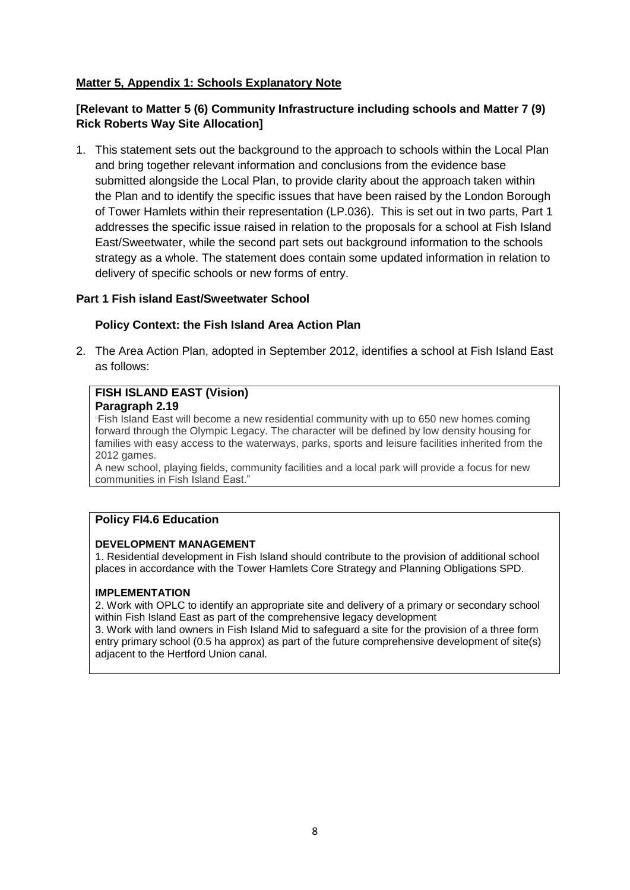**Matter 5, Appendix 1: Schools Explanatory Note**

**[Relevant to Matter 5 (6) Community Infrastructure including schools and Matter 7 (9) Rick Roberts Way Site Allocation]**

1. This statement sets out the background to the approach to schools within the Local Plan and bring together relevant information and conclusions from the evidence base submitted alongside the Local Plan, to provide clarity about the approach taken within the Plan and to identify the specific issues that have been raised by the London Borough of Tower Hamlets within their representation (LP.036). This is set out in two parts, Part 1 addresses the specific issue raised in relation to the proposals for a school at Fish Island East/Sweetwater, while the second part sets out background information to the schools strategy as a whole. The statement does contain some updated information in relation to delivery of specific schools or new forms of entry.

**Part 1 Fish island East/Sweetwater School**

**Policy Context: the Fish Island Area Action Plan**

2. The Area Action Plan, adopted in September 2012, identifies a school at Fish Island East as follows:

> **FISH ISLAND EAST (Vision)**
> **Paragraph 2.19**
>
> "Fish Island East will become a new residential community with up to 650 new homes coming forward through the Olympic Legacy. The character will be defined by low density housing for families with easy access to the waterways, parks, sports and leisure facilities inherited from the 2012 games.
>
> A new school, playing fields, community facilities and a local park will provide a focus for new communities in Fish Island East."

> **Policy FI4.6 Education**
>
> **DEVELOPMENT MANAGEMENT**
>
> 1. Residential development in Fish Island should contribute to the provision of additional school places in accordance with the Tower Hamlets Core Strategy and Planning Obligations SPD.
>
> **IMPLEMENTATION**
>
> 2. Work with OPLC to identify an appropriate site and delivery of a primary or secondary school within Fish Island East as part of the comprehensive legacy development
> 3. Work with land owners in Fish Island Mid to safeguard a site for the provision of a three form entry primary school (0.5 ha approx) as part of the future comprehensive development of site(s) adjacent to the Hertford Union canal.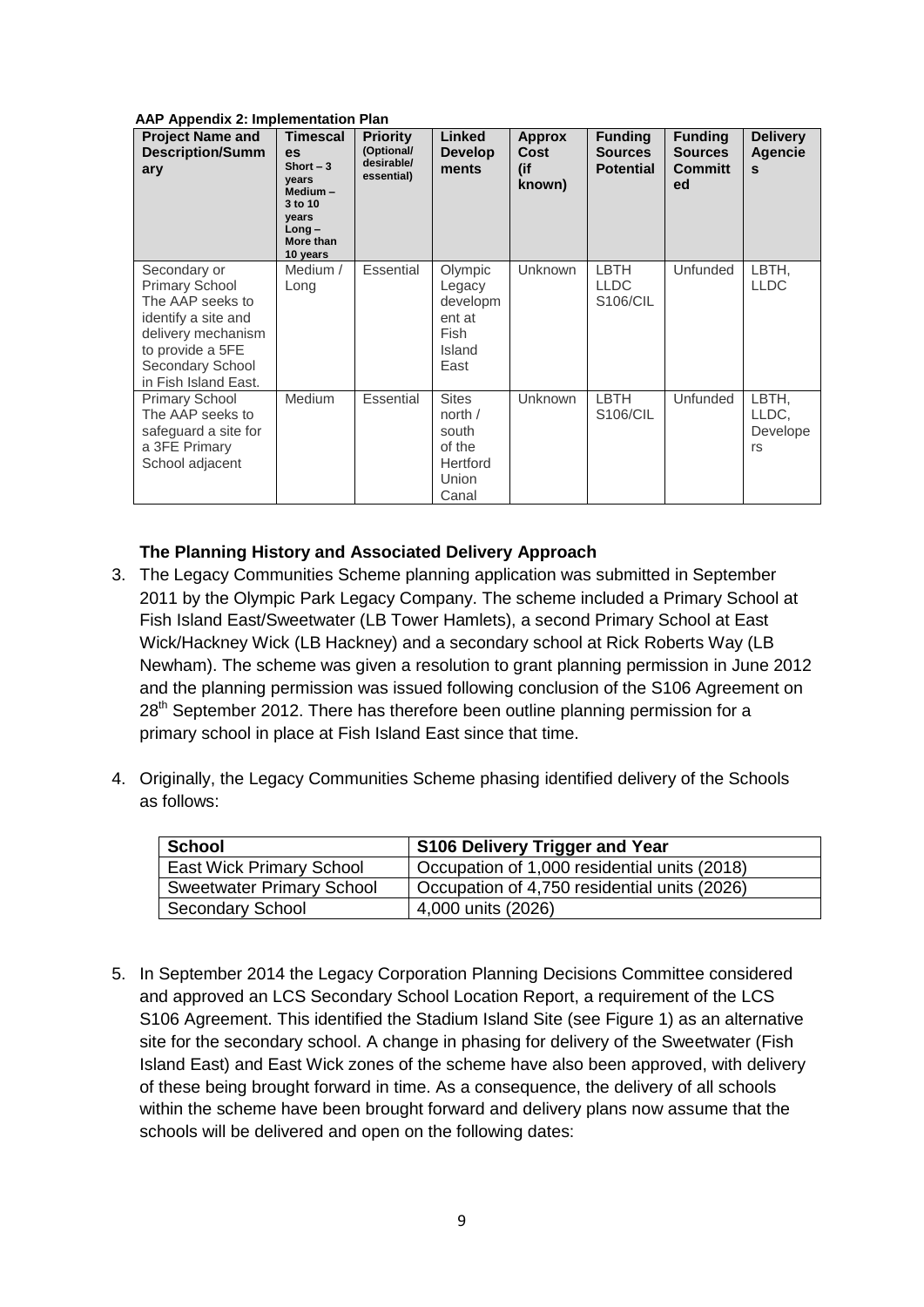**AAP Appendix 2: Implementation Plan**

| Project Name and Description/Summary | Timescales Short – 3 years Medium – 3 to 10 years Long – More than 10 years | Priority (Optional/ desirable/ essential) | Linked Developments | Approx Cost (if known) | Funding Sources Potential | Funding Sources Committed | Delivery Agencies |
|---|---|---|---|---|---|---|---|
| Secondary or Primary School The AAP seeks to identify a site and delivery mechanism to provide a 5FE Secondary School in Fish Island East. | Medium / Long | Essential | Olympic Legacy development at Fish Island East | Unknown | LBTH LLDC S106/CIL | Unfunded | LBTH, LLDC |
| Primary School The AAP seeks to safeguard a site for a 3FE Primary School adjacent | Medium | Essential | Sites north / south of the Hertford Union Canal | Unknown | LBTH S106/CIL | Unfunded | LBTH, LLDC, Developers |

**The Planning History and Associated Delivery Approach**

3. The Legacy Communities Scheme planning application was submitted in September 2011 by the Olympic Park Legacy Company. The scheme included a Primary School at Fish Island East/Sweetwater (LB Tower Hamlets), a second Primary School at East Wick/Hackney Wick (LB Hackney) and a secondary school at Rick Roberts Way (LB Newham). The scheme was given a resolution to grant planning permission in June 2012 and the planning permission was issued following conclusion of the S106 Agreement on 28th September 2012. There has therefore been outline planning permission for a primary school in place at Fish Island East since that time.

4. Originally, the Legacy Communities Scheme phasing identified delivery of the Schools as follows:

| School | S106 Delivery Trigger and Year |
|---|---|
| East Wick Primary School | Occupation of 1,000 residential units (2018) |
| Sweetwater Primary School | Occupation of 4,750 residential units (2026) |
| Secondary School | 4,000 units (2026) |

5. In September 2014 the Legacy Corporation Planning Decisions Committee considered and approved an LCS Secondary School Location Report, a requirement of the LCS S106 Agreement. This identified the Stadium Island Site (see Figure 1) as an alternative site for the secondary school. A change in phasing for delivery of the Sweetwater (Fish Island East) and East Wick zones of the scheme have also been approved, with delivery of these being brought forward in time. As a consequence, the delivery of all schools within the scheme have been brought forward and delivery plans now assume that the schools will be delivered and open on the following dates: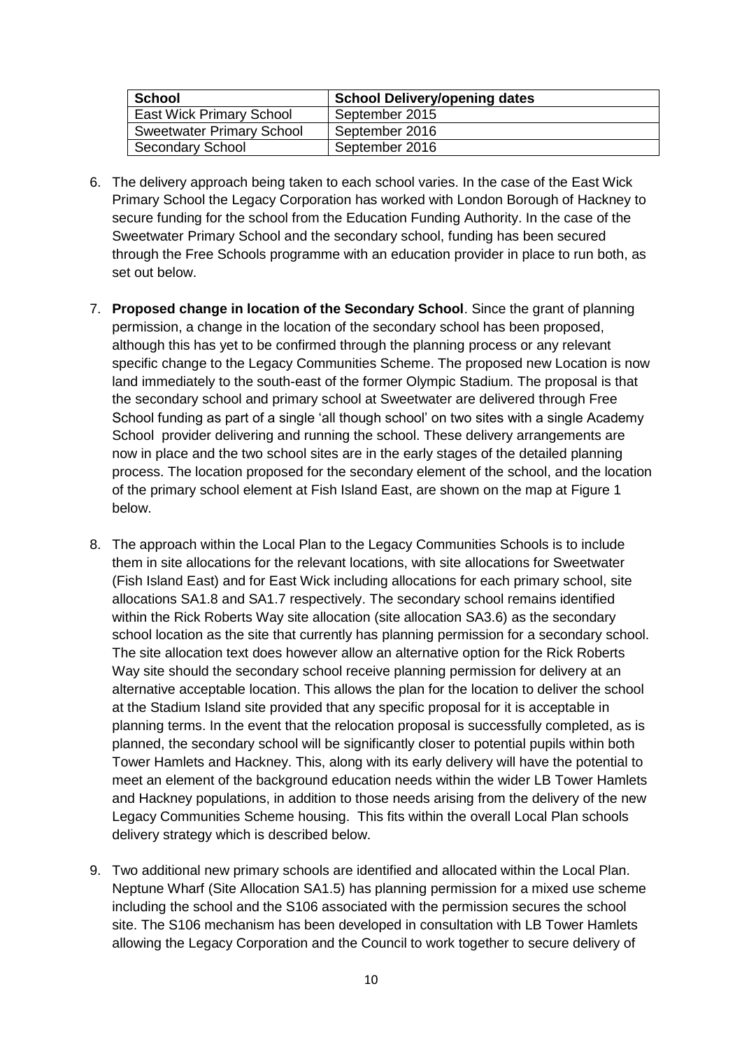| School | School Delivery/opening dates |
|---|---|
| East Wick Primary School | September 2015 |
| Sweetwater Primary School | September 2016 |
| Secondary School | September 2016 |

6. The delivery approach being taken to each school varies. In the case of the East Wick Primary School the Legacy Corporation has worked with London Borough of Hackney to secure funding for the school from the Education Funding Authority. In the case of the Sweetwater Primary School and the secondary school, funding has been secured through the Free Schools programme with an education provider in place to run both, as set out below.

7. **Proposed change in location of the Secondary School**. Since the grant of planning permission, a change in the location of the secondary school has been proposed, although this has yet to be confirmed through the planning process or any relevant specific change to the Legacy Communities Scheme. The proposed new Location is now land immediately to the south-east of the former Olympic Stadium. The proposal is that the secondary school and primary school at Sweetwater are delivered through Free School funding as part of a single 'all though school' on two sites with a single Academy School provider delivering and running the school. These delivery arrangements are now in place and the two school sites are in the early stages of the detailed planning process. The location proposed for the secondary element of the school, and the location of the primary school element at Fish Island East, are shown on the map at Figure 1 below.

8. The approach within the Local Plan to the Legacy Communities Schools is to include them in site allocations for the relevant locations, with site allocations for Sweetwater (Fish Island East) and for East Wick including allocations for each primary school, site allocations SA1.8 and SA1.7 respectively. The secondary school remains identified within the Rick Roberts Way site allocation (site allocation SA3.6) as the secondary school location as the site that currently has planning permission for a secondary school. The site allocation text does however allow an alternative option for the Rick Roberts Way site should the secondary school receive planning permission for delivery at an alternative acceptable location. This allows the plan for the location to deliver the school at the Stadium Island site provided that any specific proposal for it is acceptable in planning terms. In the event that the relocation proposal is successfully completed, as is planned, the secondary school will be significantly closer to potential pupils within both Tower Hamlets and Hackney. This, along with its early delivery will have the potential to meet an element of the background education needs within the wider LB Tower Hamlets and Hackney populations, in addition to those needs arising from the delivery of the new Legacy Communities Scheme housing. This fits within the overall Local Plan schools delivery strategy which is described below.

9. Two additional new primary schools are identified and allocated within the Local Plan. Neptune Wharf (Site Allocation SA1.5) has planning permission for a mixed use scheme including the school and the S106 associated with the permission secures the school site. The S106 mechanism has been developed in consultation with LB Tower Hamlets allowing the Legacy Corporation and the Council to work together to secure delivery of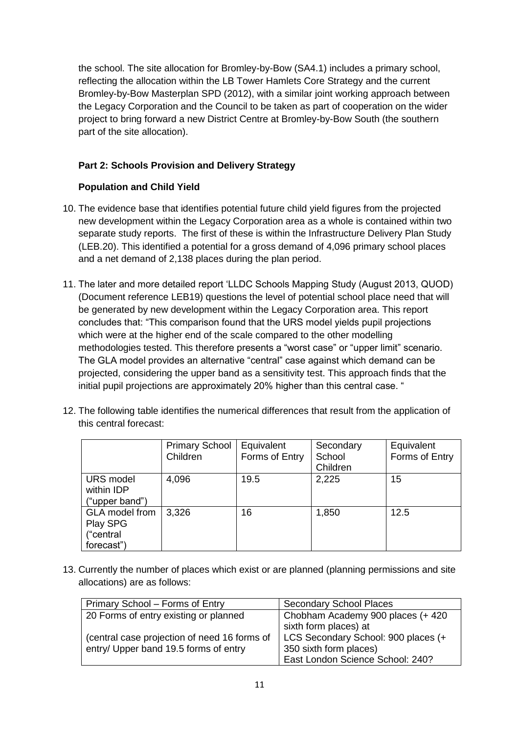the school. The site allocation for Bromley-by-Bow (SA4.1) includes a primary school, reflecting the allocation within the LB Tower Hamlets Core Strategy and the current Bromley-by-Bow Masterplan SPD (2012), with a similar joint working approach between the Legacy Corporation and the Council to be taken as part of cooperation on the wider project to bring forward a new District Centre at Bromley-by-Bow South (the southern part of the site allocation).

**Part 2: Schools Provision and Delivery Strategy**

**Population and Child Yield**

10. The evidence base that identifies potential future child yield figures from the projected new development within the Legacy Corporation area as a whole is contained within two separate study reports. The first of these is within the Infrastructure Delivery Plan Study (LEB.20). This identified a potential for a gross demand of 4,096 primary school places and a net demand of 2,138 places during the plan period.

11. The later and more detailed report 'LLDC Schools Mapping Study (August 2013, QUOD) (Document reference LEB19) questions the level of potential school place need that will be generated by new development within the Legacy Corporation area. This report concludes that: "This comparison found that the URS model yields pupil projections which were at the higher end of the scale compared to the other modelling methodologies tested. This therefore presents a "worst case" or "upper limit" scenario. The GLA model provides an alternative "central" case against which demand can be projected, considering the upper band as a sensitivity test. This approach finds that the initial pupil projections are approximately 20% higher than this central case. "

12. The following table identifies the numerical differences that result from the application of this central forecast:

| | Primary School Children | Equivalent Forms of Entry | Secondary School Children | Equivalent Forms of Entry |
|---|---|---|---|---|
| URS model within IDP ("upper band") | 4,096 | 19.5 | 2,225 | 15 |
| GLA model from Play SPG ("central forecast") | 3,326 | 16 | 1,850 | 12.5 |

13. Currently the number of places which exist or are planned (planning permissions and site allocations) are as follows:

| Primary School – Forms of Entry | Secondary School Places |
|---|---|
| 20 Forms of entry existing or planned<br><br>(central case projection of need 16 forms of entry/ Upper band 19.5 forms of entry | Chobham Academy 900 places (+ 420 sixth form places) at<br>LCS Secondary School: 900 places (+ 350 sixth form places)<br>East London Science School: 240? |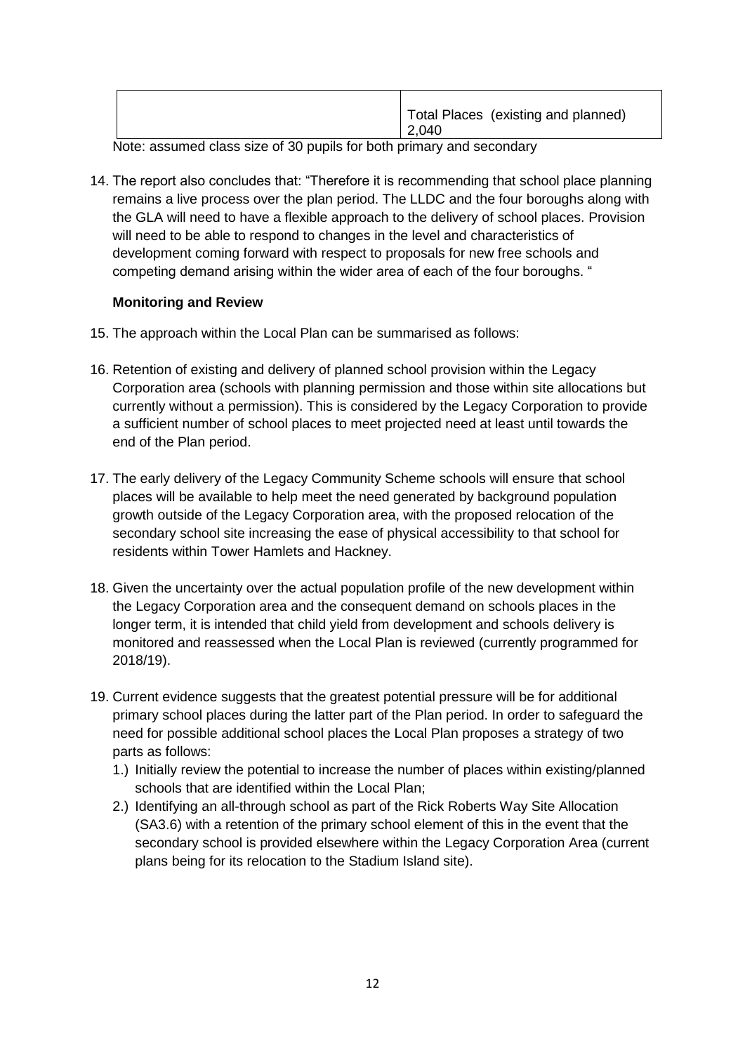| | Total Places (existing and planned) 2,040 |
|---|---|

Note: assumed class size of 30 pupils for both primary and secondary

14. The report also concludes that: "Therefore it is recommending that school place planning remains a live process over the plan period. The LLDC and the four boroughs along with the GLA will need to have a flexible approach to the delivery of school places. Provision will need to be able to respond to changes in the level and characteristics of development coming forward with respect to proposals for new free schools and competing demand arising within the wider area of each of the four boroughs. "

**Monitoring and Review**

15. The approach within the Local Plan can be summarised as follows:

16. Retention of existing and delivery of planned school provision within the Legacy Corporation area (schools with planning permission and those within site allocations but currently without a permission). This is considered by the Legacy Corporation to provide a sufficient number of school places to meet projected need at least until towards the end of the Plan period.

17. The early delivery of the Legacy Community Scheme schools will ensure that school places will be available to help meet the need generated by background population growth outside of the Legacy Corporation area, with the proposed relocation of the secondary school site increasing the ease of physical accessibility to that school for residents within Tower Hamlets and Hackney.

18. Given the uncertainty over the actual population profile of the new development within the Legacy Corporation area and the consequent demand on schools places in the longer term, it is intended that child yield from development and schools delivery is monitored and reassessed when the Local Plan is reviewed (currently programmed for 2018/19).

19. Current evidence suggests that the greatest potential pressure will be for additional primary school places during the latter part of the Plan period. In order to safeguard the need for possible additional school places the Local Plan proposes a strategy of two parts as follows:
    1.) Initially review the potential to increase the number of places within existing/planned schools that are identified within the Local Plan;
    2.) Identifying an all-through school as part of the Rick Roberts Way Site Allocation (SA3.6) with a retention of the primary school element of this in the event that the secondary school is provided elsewhere within the Legacy Corporation Area (current plans being for its relocation to the Stadium Island site).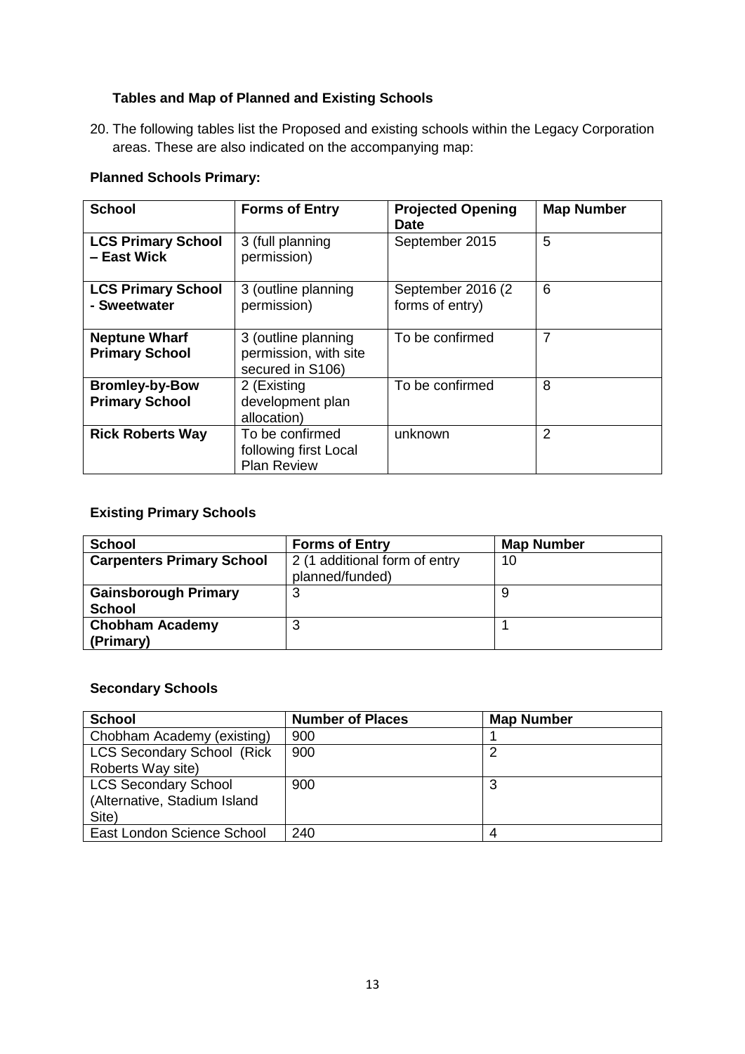### Tables and Map of Planned and Existing Schools

20. The following tables list the Proposed and existing schools within the Legacy Corporation areas. These are also indicated on the accompanying map:

**Planned Schools Primary:**

| School | Forms of Entry | Projected Opening Date | Map Number |
|---|---|---|---|
| **LCS Primary School – East Wick** | 3 (full planning permission) | September 2015 | 5 |
| **LCS Primary School - Sweetwater** | 3 (outline planning permission) | September 2016 (2 forms of entry) | 6 |
| **Neptune Wharf Primary School** | 3 (outline planning permission, with site secured in S106) | To be confirmed | 7 |
| **Bromley-by-Bow Primary School** | 2 (Existing development plan allocation) | To be confirmed | 8 |
| **Rick Roberts Way** | To be confirmed following first Local Plan Review | unknown | 2 |

**Existing Primary Schools**

| School | Forms of Entry | Map Number |
|---|---|---|
| **Carpenters Primary School** | 2 (1 additional form of entry planned/funded) | 10 |
| **Gainsborough Primary School** | 3 | 9 |
| **Chobham Academy (Primary)** | 3 | 1 |

**Secondary Schools**

| School | Number of Places | Map Number |
|---|---|---|
| Chobham Academy (existing) | 900 | 1 |
| LCS Secondary School (Rick Roberts Way site) | 900 | 2 |
| LCS Secondary School (Alternative, Stadium Island Site) | 900 | 3 |
| East London Science School | 240 | 4 |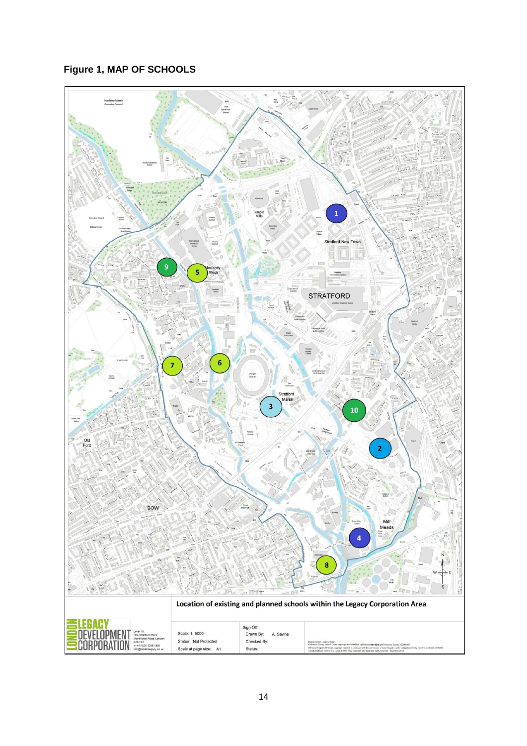**Figure 1, MAP OF SCHOOLS**

Location of existing and planned schools within the Legacy Corporation Area

LONDON LEGACY DEVELOPMENT CORPORATION

Level 10,
One Stratford Place
Montfichet Road, London
E20 1EJ
+44 (0)20 3288 1800
info@londonlegacy.co.uk

Scale: 1: 5000

Status: Not Protected

Scale at page size: A1

Sign Off:

Drawn By: A. Savine

Checked By:

Status: